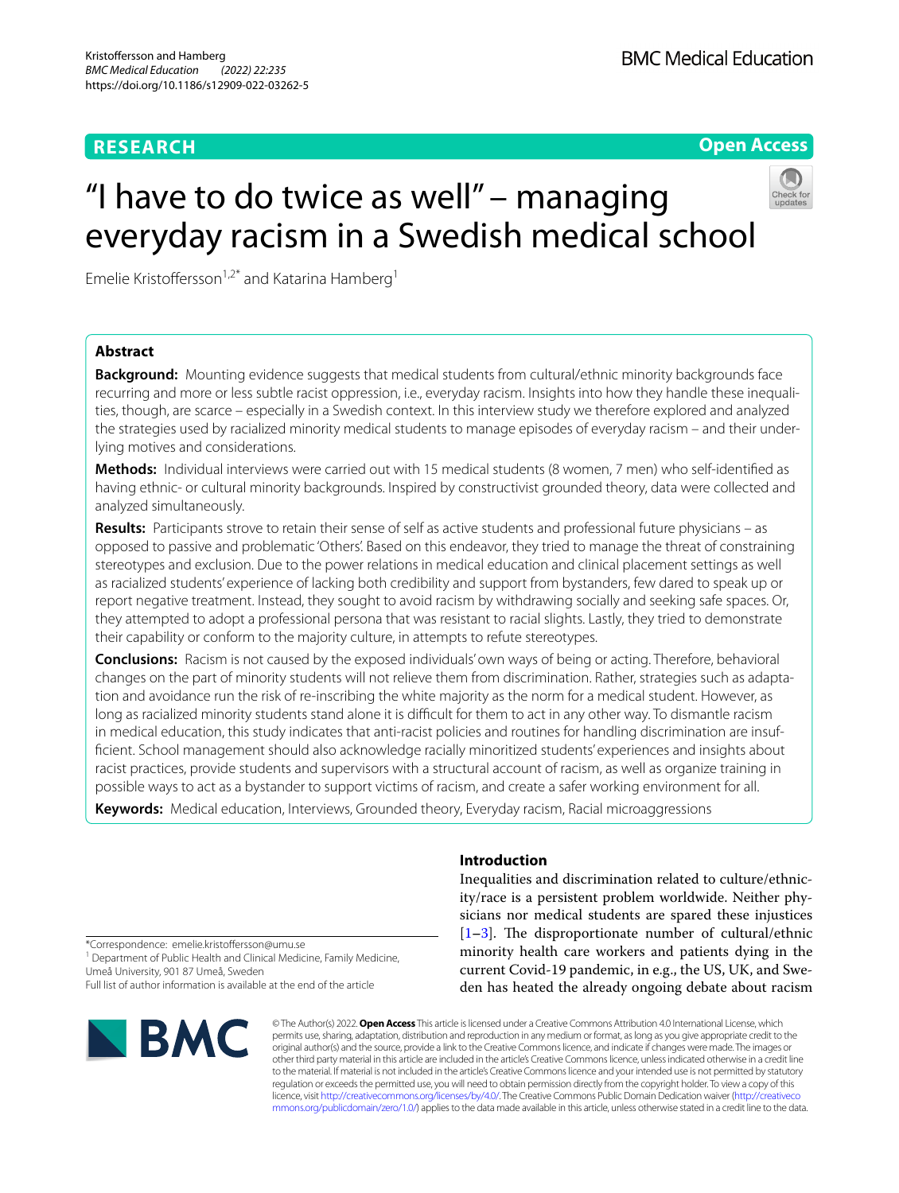RESEARCH

Open Access

# "I have to do twice as well" – managing everyday racism in a Swedish medical school

Emelie Kristoffersson[1,2*] and Katarina Hamberg[1]

## Abstract

**Background:** Mounting evidence suggests that medical students from cultural/ethnic minority backgrounds face recurring and more or less subtle racist oppression, i.e., everyday racism. Insights into how they handle these inequalities, though, are scarce – especially in a Swedish context. In this interview study we therefore explored and analyzed the strategies used by racialized minority medical students to manage episodes of everyday racism – and their underlying motives and considerations.

**Methods:** Individual interviews were carried out with 15 medical students (8 women, 7 men) who self-identified as having ethnic- or cultural minority backgrounds. Inspired by constructivist grounded theory, data were collected and analyzed simultaneously.

**Results:** Participants strove to retain their sense of self as active students and professional future physicians – as opposed to passive and problematic 'Others'. Based on this endeavor, they tried to manage the threat of constraining stereotypes and exclusion. Due to the power relations in medical education and clinical placement settings as well as racialized students' experience of lacking both credibility and support from bystanders, few dared to speak up or report negative treatment. Instead, they sought to avoid racism by withdrawing socially and seeking safe spaces. Or, they attempted to adopt a professional persona that was resistant to racial slights. Lastly, they tried to demonstrate their capability or conform to the majority culture, in attempts to refute stereotypes.

**Conclusions:** Racism is not caused by the exposed individuals' own ways of being or acting. Therefore, behavioral changes on the part of minority students will not relieve them from discrimination. Rather, strategies such as adaptation and avoidance run the risk of re-inscribing the white majority as the norm for a medical student. However, as long as racialized minority students stand alone it is difficult for them to act in any other way. To dismantle racism in medical education, this study indicates that anti-racist policies and routines for handling discrimination are insufficient. School management should also acknowledge racially minoritized students' experiences and insights about racist practices, provide students and supervisors with a structural account of racism, as well as organize training in possible ways to act as a bystander to support victims of racism, and create a safer working environment for all.

**Keywords:** Medical education, Interviews, Grounded theory, Everyday racism, Racial microaggressions

## Introduction

Inequalities and discrimination related to culture/ethnicity/race is a persistent problem worldwide. Neither physicians nor medical students are spared these injustices [1–3]. The disproportionate number of cultural/ethnic minority health care workers and patients dying in the current Covid-19 pandemic, in e.g., the US, UK, and Sweden has heated the already ongoing debate about racism

*Correspondence: emelie.kristoffersson@umu.se

[1] Department of Public Health and Clinical Medicine, Family Medicine, Umeå University, 901 87 Umeå, Sweden

Full list of author information is available at the end of the article

© The Author(s) 2022. **Open Access** This article is licensed under a Creative Commons Attribution 4.0 International License, which permits use, sharing, adaptation, distribution and reproduction in any medium or format, as long as you give appropriate credit to the original author(s) and the source, provide a link to the Creative Commons licence, and indicate if changes were made. The images or other third party material in this article are included in the article's Creative Commons licence, unless indicated otherwise in a credit line to the material. If material is not included in the article's Creative Commons licence and your intended use is not permitted by statutory regulation or exceeds the permitted use, you will need to obtain permission directly from the copyright holder. To view a copy of this licence, visit http://creativecommons.org/licenses/by/4.0/. The Creative Commons Public Domain Dedication waiver (http://creativecommons.org/publicdomain/zero/1.0/) applies to the data made available in this article, unless otherwise stated in a credit line to the data.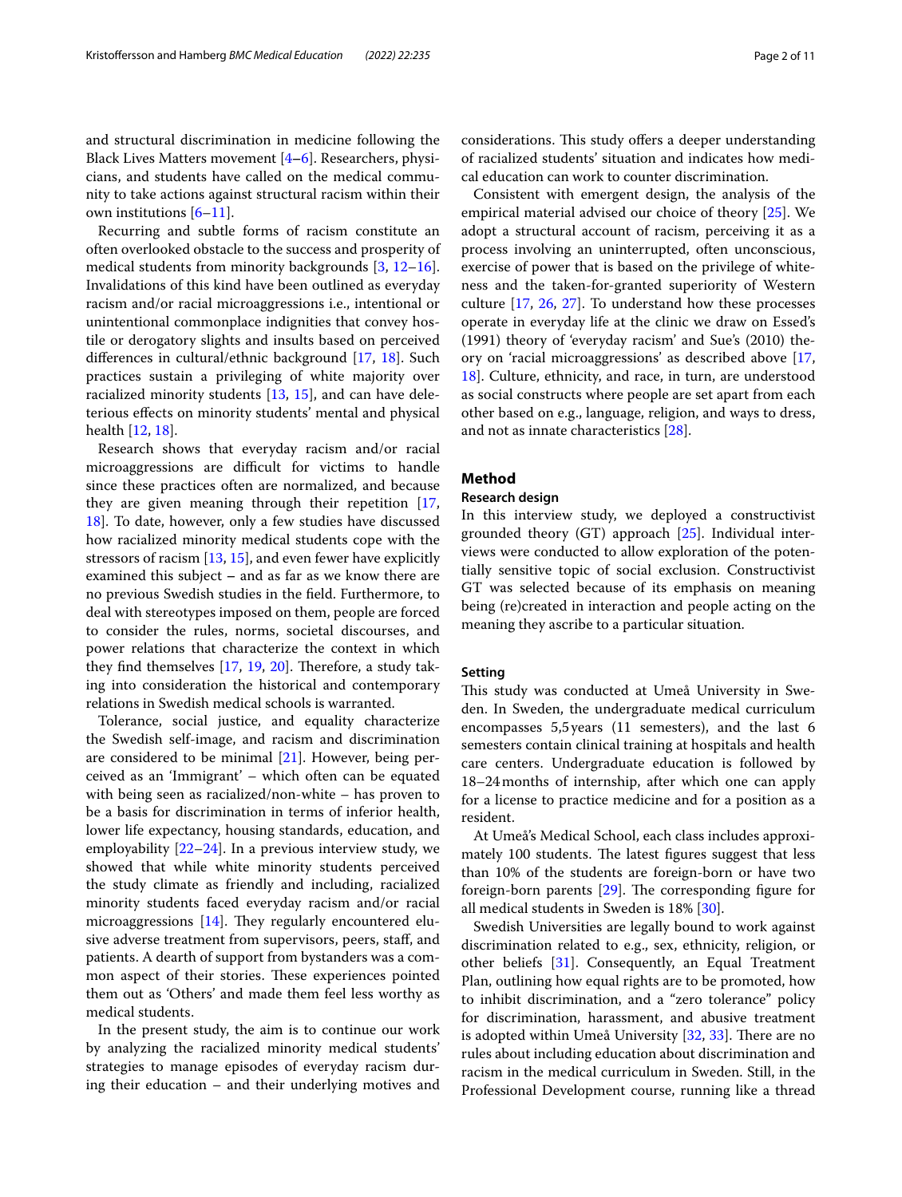and structural discrimination in medicine following the Black Lives Matters movement [4–6]. Researchers, physicians, and students have called on the medical community to take actions against structural racism within their own institutions [6–11].

Recurring and subtle forms of racism constitute an often overlooked obstacle to the success and prosperity of medical students from minority backgrounds [3, 12–16]. Invalidations of this kind have been outlined as everyday racism and/or racial microaggressions i.e., intentional or unintentional commonplace indignities that convey hostile or derogatory slights and insults based on perceived differences in cultural/ethnic background [17, 18]. Such practices sustain a privileging of white majority over racialized minority students [13, 15], and can have deleterious effects on minority students' mental and physical health [12, 18].

Research shows that everyday racism and/or racial microaggressions are difficult for victims to handle since these practices often are normalized, and because they are given meaning through their repetition [17, 18]. To date, however, only a few studies have discussed how racialized minority medical students cope with the stressors of racism [13, 15], and even fewer have explicitly examined this subject – and as far as we know there are no previous Swedish studies in the field. Furthermore, to deal with stereotypes imposed on them, people are forced to consider the rules, norms, societal discourses, and power relations that characterize the context in which they find themselves [17, 19, 20]. Therefore, a study taking into consideration the historical and contemporary relations in Swedish medical schools is warranted.

Tolerance, social justice, and equality characterize the Swedish self-image, and racism and discrimination are considered to be minimal [21]. However, being perceived as an 'Immigrant' – which often can be equated with being seen as racialized/non-white – has proven to be a basis for discrimination in terms of inferior health, lower life expectancy, housing standards, education, and employability [22–24]. In a previous interview study, we showed that while white minority students perceived the study climate as friendly and including, racialized minority students faced everyday racism and/or racial microaggressions [14]. They regularly encountered elusive adverse treatment from supervisors, peers, staff, and patients. A dearth of support from bystanders was a common aspect of their stories. These experiences pointed them out as 'Others' and made them feel less worthy as medical students.

In the present study, the aim is to continue our work by analyzing the racialized minority medical students' strategies to manage episodes of everyday racism during their education – and their underlying motives and considerations. This study offers a deeper understanding of racialized students' situation and indicates how medical education can work to counter discrimination.

Consistent with emergent design, the analysis of the empirical material advised our choice of theory [25]. We adopt a structural account of racism, perceiving it as a process involving an uninterrupted, often unconscious, exercise of power that is based on the privilege of whiteness and the taken-for-granted superiority of Western culture [17, 26, 27]. To understand how these processes operate in everyday life at the clinic we draw on Essed's (1991) theory of 'everyday racism' and Sue's (2010) theory on 'racial microaggressions' as described above [17, 18]. Culture, ethnicity, and race, in turn, are understood as social constructs where people are set apart from each other based on e.g., language, religion, and ways to dress, and not as innate characteristics [28].

## Method

### Research design

In this interview study, we deployed a constructivist grounded theory (GT) approach [25]. Individual interviews were conducted to allow exploration of the potentially sensitive topic of social exclusion. Constructivist GT was selected because of its emphasis on meaning being (re)created in interaction and people acting on the meaning they ascribe to a particular situation.

### Setting

This study was conducted at Umeå University in Sweden. In Sweden, the undergraduate medical curriculum encompasses 5,5 years (11 semesters), and the last 6 semesters contain clinical training at hospitals and health care centers. Undergraduate education is followed by 18–24 months of internship, after which one can apply for a license to practice medicine and for a position as a resident.

At Umeå's Medical School, each class includes approximately 100 students. The latest figures suggest that less than 10% of the students are foreign-born or have two foreign-born parents [29]. The corresponding figure for all medical students in Sweden is 18% [30].

Swedish Universities are legally bound to work against discrimination related to e.g., sex, ethnicity, religion, or other beliefs [31]. Consequently, an Equal Treatment Plan, outlining how equal rights are to be promoted, how to inhibit discrimination, and a "zero tolerance" policy for discrimination, harassment, and abusive treatment is adopted within Umeå University [32, 33]. There are no rules about including education about discrimination and racism in the medical curriculum in Sweden. Still, in the Professional Development course, running like a thread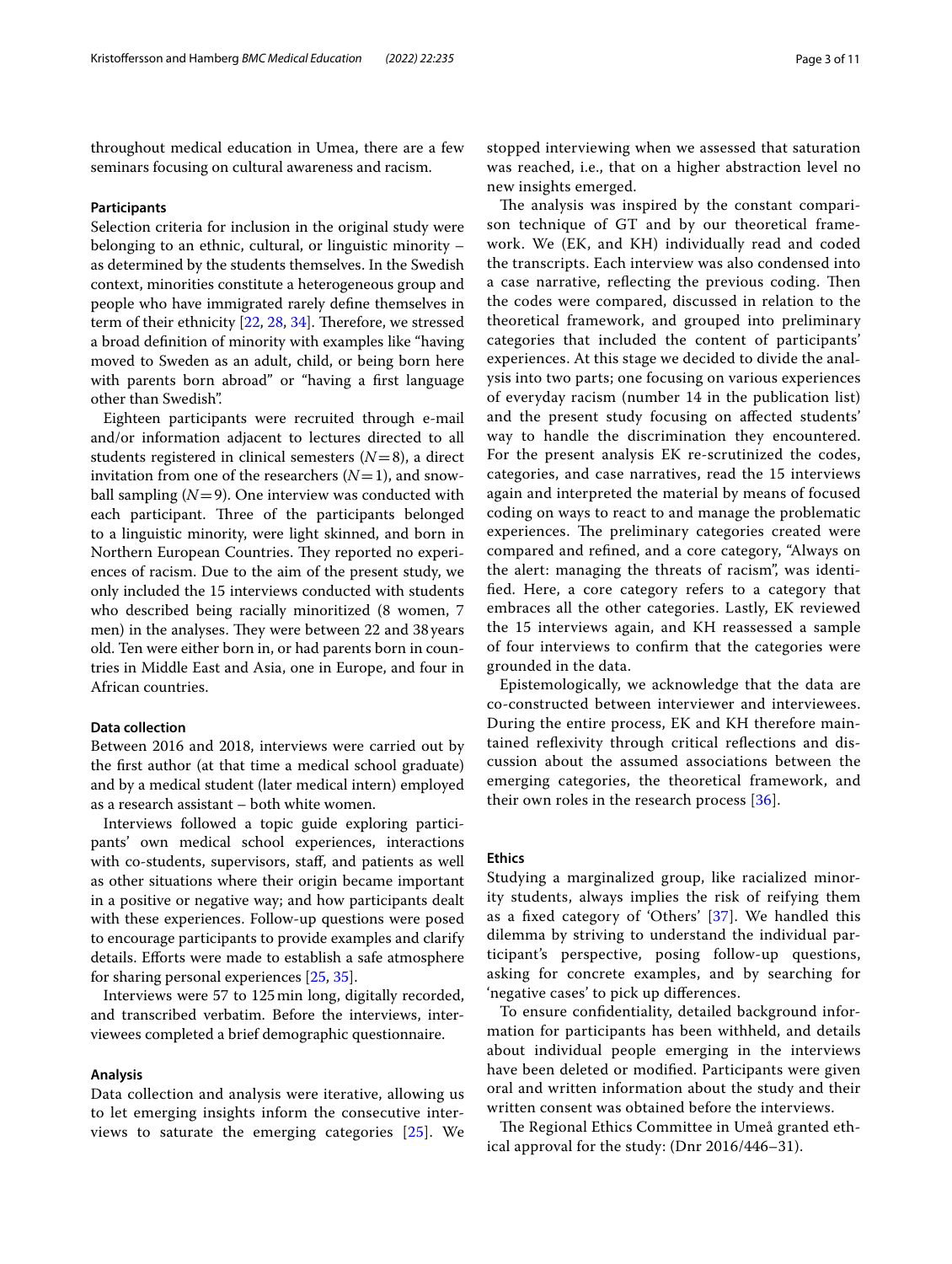throughout medical education in Umea, there are a few seminars focusing on cultural awareness and racism.

### Participants

Selection criteria for inclusion in the original study were belonging to an ethnic, cultural, or linguistic minority – as determined by the students themselves. In the Swedish context, minorities constitute a heterogeneous group and people who have immigrated rarely define themselves in term of their ethnicity [22, 28, 34]. Therefore, we stressed a broad definition of minority with examples like "having moved to Sweden as an adult, child, or being born here with parents born abroad" or "having a first language other than Swedish".

Eighteen participants were recruited through e-mail and/or information adjacent to lectures directed to all students registered in clinical semesters ($N=8$), a direct invitation from one of the researchers ($N=1$), and snowball sampling ($N=9$). One interview was conducted with each participant. Three of the participants belonged to a linguistic minority, were light skinned, and born in Northern European Countries. They reported no experiences of racism. Due to the aim of the present study, we only included the 15 interviews conducted with students who described being racially minoritized (8 women, 7 men) in the analyses. They were between 22 and 38 years old. Ten were either born in, or had parents born in countries in Middle East and Asia, one in Europe, and four in African countries.

### Data collection

Between 2016 and 2018, interviews were carried out by the first author (at that time a medical school graduate) and by a medical student (later medical intern) employed as a research assistant – both white women.

Interviews followed a topic guide exploring participants' own medical school experiences, interactions with co-students, supervisors, staff, and patients as well as other situations where their origin became important in a positive or negative way; and how participants dealt with these experiences. Follow-up questions were posed to encourage participants to provide examples and clarify details. Efforts were made to establish a safe atmosphere for sharing personal experiences [25, 35].

Interviews were 57 to 125 min long, digitally recorded, and transcribed verbatim. Before the interviews, interviewees completed a brief demographic questionnaire.

### Analysis

Data collection and analysis were iterative, allowing us to let emerging insights inform the consecutive interviews to saturate the emerging categories [25]. We stopped interviewing when we assessed that saturation was reached, i.e., that on a higher abstraction level no new insights emerged.

The analysis was inspired by the constant comparison technique of GT and by our theoretical framework. We (EK, and KH) individually read and coded the transcripts. Each interview was also condensed into a case narrative, reflecting the previous coding. Then the codes were compared, discussed in relation to the theoretical framework, and grouped into preliminary categories that included the content of participants' experiences. At this stage we decided to divide the analysis into two parts; one focusing on various experiences of everyday racism (number 14 in the publication list) and the present study focusing on affected students' way to handle the discrimination they encountered. For the present analysis EK re-scrutinized the codes, categories, and case narratives, read the 15 interviews again and interpreted the material by means of focused coding on ways to react to and manage the problematic experiences. The preliminary categories created were compared and refined, and a core category, "Always on the alert: managing the threats of racism", was identified. Here, a core category refers to a category that embraces all the other categories. Lastly, EK reviewed the 15 interviews again, and KH reassessed a sample of four interviews to confirm that the categories were grounded in the data.

Epistemologically, we acknowledge that the data are co-constructed between interviewer and interviewees. During the entire process, EK and KH therefore maintained reflexivity through critical reflections and discussion about the assumed associations between the emerging categories, the theoretical framework, and their own roles in the research process [36].

### Ethics

Studying a marginalized group, like racialized minority students, always implies the risk of reifying them as a fixed category of 'Others' [37]. We handled this dilemma by striving to understand the individual participant's perspective, posing follow-up questions, asking for concrete examples, and by searching for 'negative cases' to pick up differences.

To ensure confidentiality, detailed background information for participants has been withheld, and details about individual people emerging in the interviews have been deleted or modified. Participants were given oral and written information about the study and their written consent was obtained before the interviews.

The Regional Ethics Committee in Umeå granted ethical approval for the study: (Dnr 2016/446–31).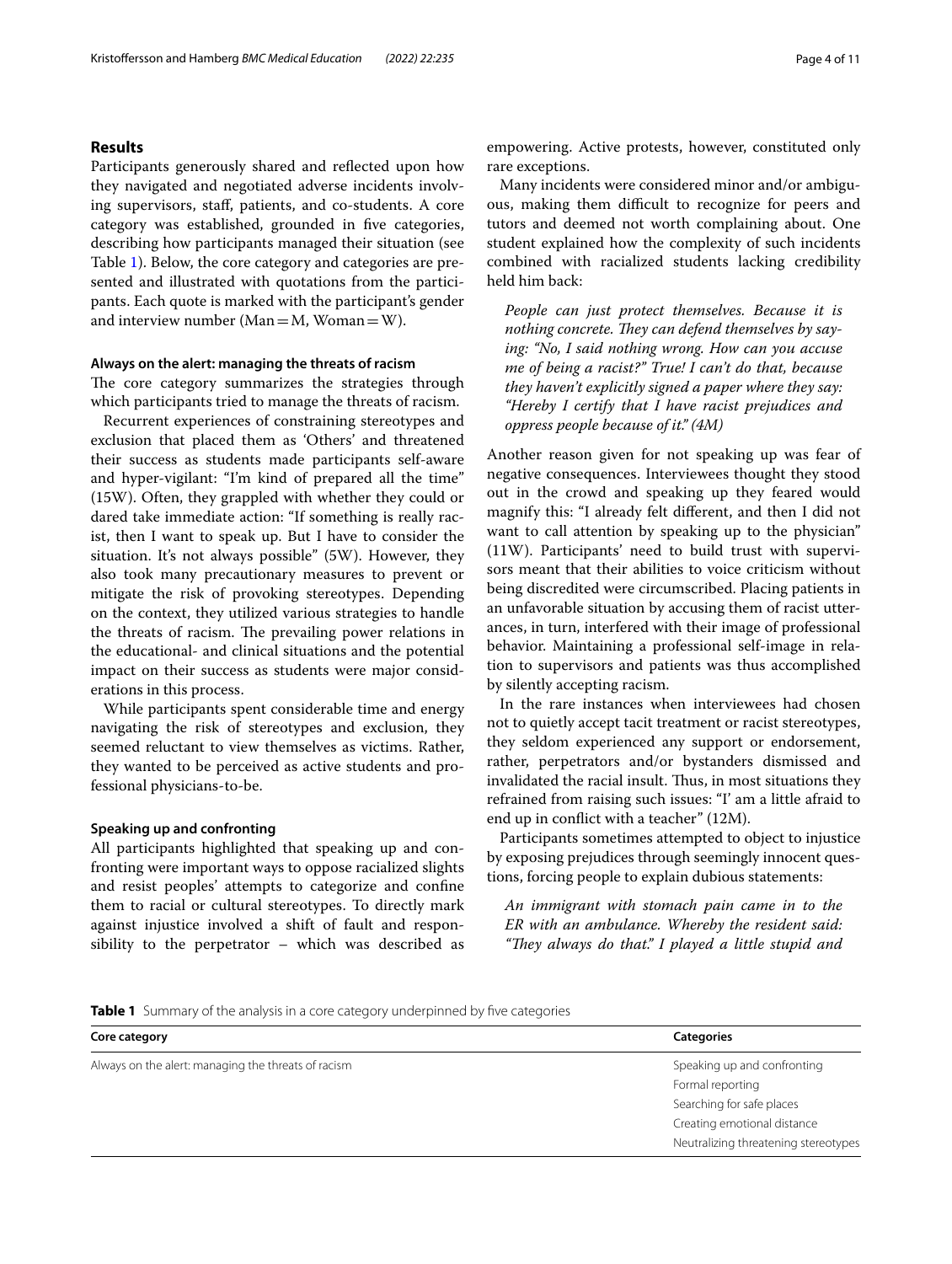## Results

Participants generously shared and reflected upon how they navigated and negotiated adverse incidents involving supervisors, staff, patients, and co-students. A core category was established, grounded in five categories, describing how participants managed their situation (see Table 1). Below, the core category and categories are presented and illustrated with quotations from the participants. Each quote is marked with the participant's gender and interview number (Man = M, Woman = W).

### Always on the alert: managing the threats of racism

The core category summarizes the strategies through which participants tried to manage the threats of racism.

Recurrent experiences of constraining stereotypes and exclusion that placed them as 'Others' and threatened their success as students made participants self-aware and hyper-vigilant: "I'm kind of prepared all the time" (15W). Often, they grappled with whether they could or dared take immediate action: "If something is really racist, then I want to speak up. But I have to consider the situation. It's not always possible" (5W). However, they also took many precautionary measures to prevent or mitigate the risk of provoking stereotypes. Depending on the context, they utilized various strategies to handle the threats of racism. The prevailing power relations in the educational- and clinical situations and the potential impact on their success as students were major considerations in this process.

While participants spent considerable time and energy navigating the risk of stereotypes and exclusion, they seemed reluctant to view themselves as victims. Rather, they wanted to be perceived as active students and professional physicians-to-be.

### Speaking up and confronting

All participants highlighted that speaking up and confronting were important ways to oppose racialized slights and resist peoples' attempts to categorize and confine them to racial or cultural stereotypes. To directly mark against injustice involved a shift of fault and responsibility to the perpetrator – which was described as empowering. Active protests, however, constituted only rare exceptions.

Many incidents were considered minor and/or ambiguous, making them difficult to recognize for peers and tutors and deemed not worth complaining about. One student explained how the complexity of such incidents combined with racialized students lacking credibility held him back:

> *People can just protect themselves. Because it is nothing concrete. They can defend themselves by saying: "No, I said nothing wrong. How can you accuse me of being a racist?" True! I can't do that, because they haven't explicitly signed a paper where they say: "Hereby I certify that I have racist prejudices and oppress people because of it." (4M)*

Another reason given for not speaking up was fear of negative consequences. Interviewees thought they stood out in the crowd and speaking up they feared would magnify this: "I already felt different, and then I did not want to call attention by speaking up to the physician" (11W). Participants' need to build trust with supervisors meant that their abilities to voice criticism without being discredited were circumscribed. Placing patients in an unfavorable situation by accusing them of racist utterances, in turn, interfered with their image of professional behavior. Maintaining a professional self-image in relation to supervisors and patients was thus accomplished by silently accepting racism.

In the rare instances when interviewees had chosen not to quietly accept tacit treatment or racist stereotypes, they seldom experienced any support or endorsement, rather, perpetrators and/or bystanders dismissed and invalidated the racial insult. Thus, in most situations they refrained from raising such issues: "I' am a little afraid to end up in conflict with a teacher" (12M).

Participants sometimes attempted to object to injustice by exposing prejudices through seemingly innocent questions, forcing people to explain dubious statements:

> *An immigrant with stomach pain came in to the ER with an ambulance. Whereby the resident said: "They always do that." I played a little stupid and*

**Table 1** Summary of the analysis in a core category underpinned by five categories

| Core category | Categories |
|---|---|
| Always on the alert: managing the threats of racism | Speaking up and confronting |
| | Formal reporting |
| | Searching for safe places |
| | Creating emotional distance |
| | Neutralizing threatening stereotypes |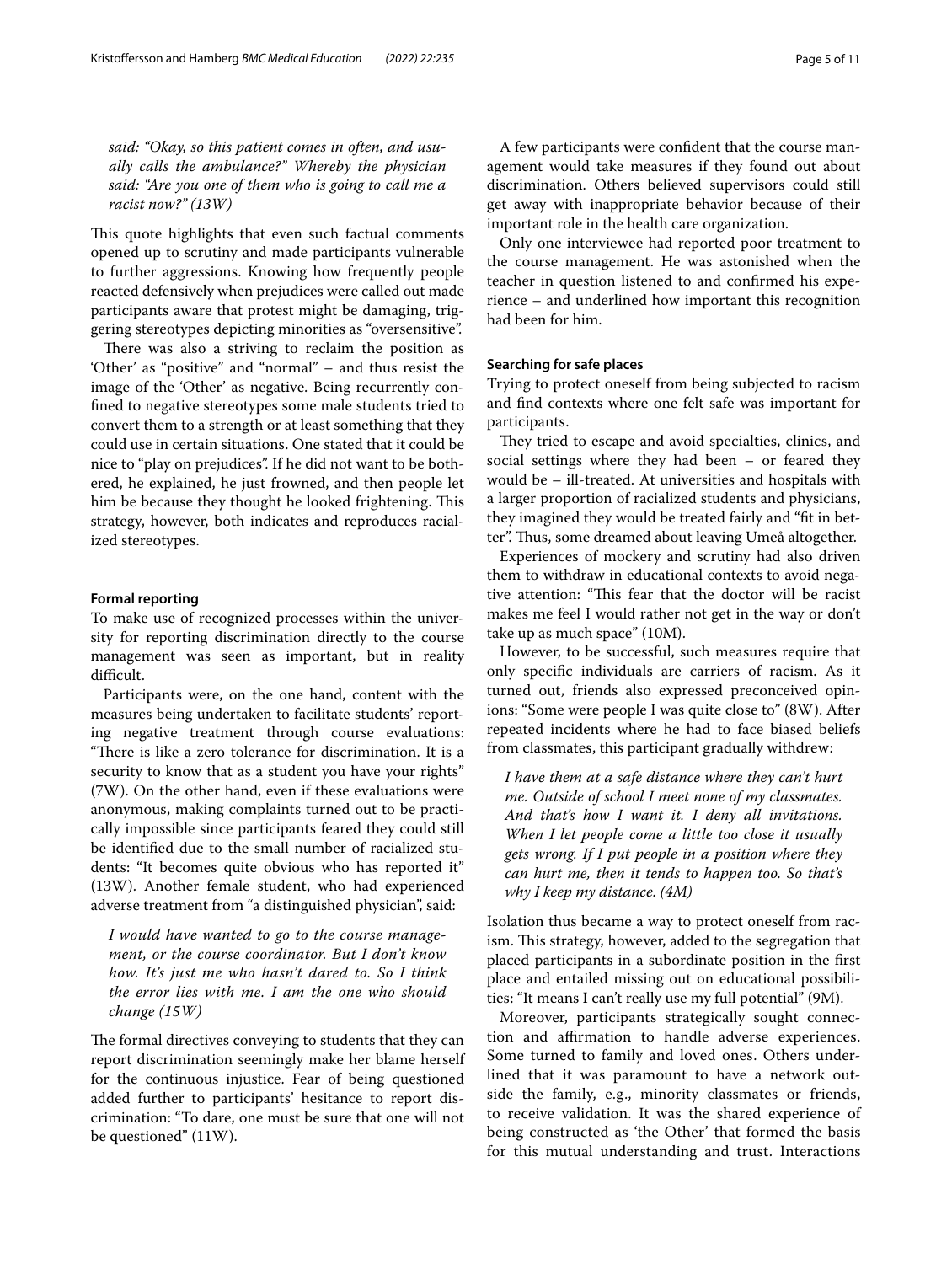*said: "Okay, so this patient comes in often, and usually calls the ambulance?" Whereby the physician said: "Are you one of them who is going to call me a racist now?" (13W)*

This quote highlights that even such factual comments opened up to scrutiny and made participants vulnerable to further aggressions. Knowing how frequently people reacted defensively when prejudices were called out made participants aware that protest might be damaging, triggering stereotypes depicting minorities as "oversensitive".

There was also a striving to reclaim the position as 'Other' as "positive" and "normal" – and thus resist the image of the 'Other' as negative. Being recurrently confined to negative stereotypes some male students tried to convert them to a strength or at least something that they could use in certain situations. One stated that it could be nice to "play on prejudices". If he did not want to be bothered, he explained, he just frowned, and then people let him be because they thought he looked frightening. This strategy, however, both indicates and reproduces racialized stereotypes.

#### Formal reporting

To make use of recognized processes within the university for reporting discrimination directly to the course management was seen as important, but in reality difficult.

Participants were, on the one hand, content with the measures being undertaken to facilitate students' reporting negative treatment through course evaluations: "There is like a zero tolerance for discrimination. It is a security to know that as a student you have your rights" (7W). On the other hand, even if these evaluations were anonymous, making complaints turned out to be practically impossible since participants feared they could still be identified due to the small number of racialized students: "It becomes quite obvious who has reported it" (13W). Another female student, who had experienced adverse treatment from "a distinguished physician", said:

> *I would have wanted to go to the course management, or the course coordinator. But I don't know how. It's just me who hasn't dared to. So I think the error lies with me. I am the one who should change (15W)*

The formal directives conveying to students that they can report discrimination seemingly make her blame herself for the continuous injustice. Fear of being questioned added further to participants' hesitance to report discrimination: "To dare, one must be sure that one will not be questioned" (11W).

A few participants were confident that the course management would take measures if they found out about discrimination. Others believed supervisors could still get away with inappropriate behavior because of their important role in the health care organization.

Only one interviewee had reported poor treatment to the course management. He was astonished when the teacher in question listened to and confirmed his experience – and underlined how important this recognition had been for him.

#### Searching for safe places

Trying to protect oneself from being subjected to racism and find contexts where one felt safe was important for participants.

They tried to escape and avoid specialties, clinics, and social settings where they had been – or feared they would be – ill-treated. At universities and hospitals with a larger proportion of racialized students and physicians, they imagined they would be treated fairly and "fit in better". Thus, some dreamed about leaving Umeå altogether.

Experiences of mockery and scrutiny had also driven them to withdraw in educational contexts to avoid negative attention: "This fear that the doctor will be racist makes me feel I would rather not get in the way or don't take up as much space" (10M).

However, to be successful, such measures require that only specific individuals are carriers of racism. As it turned out, friends also expressed preconceived opinions: "Some were people I was quite close to" (8W). After repeated incidents where he had to face biased beliefs from classmates, this participant gradually withdrew:

> *I have them at a safe distance where they can't hurt me. Outside of school I meet none of my classmates. And that's how I want it. I deny all invitations. When I let people come a little too close it usually gets wrong. If I put people in a position where they can hurt me, then it tends to happen too. So that's why I keep my distance. (4M)*

Isolation thus became a way to protect oneself from racism. This strategy, however, added to the segregation that placed participants in a subordinate position in the first place and entailed missing out on educational possibilities: "It means I can't really use my full potential" (9M).

Moreover, participants strategically sought connection and affirmation to handle adverse experiences. Some turned to family and loved ones. Others underlined that it was paramount to have a network outside the family, e.g., minority classmates or friends, to receive validation. It was the shared experience of being constructed as 'the Other' that formed the basis for this mutual understanding and trust. Interactions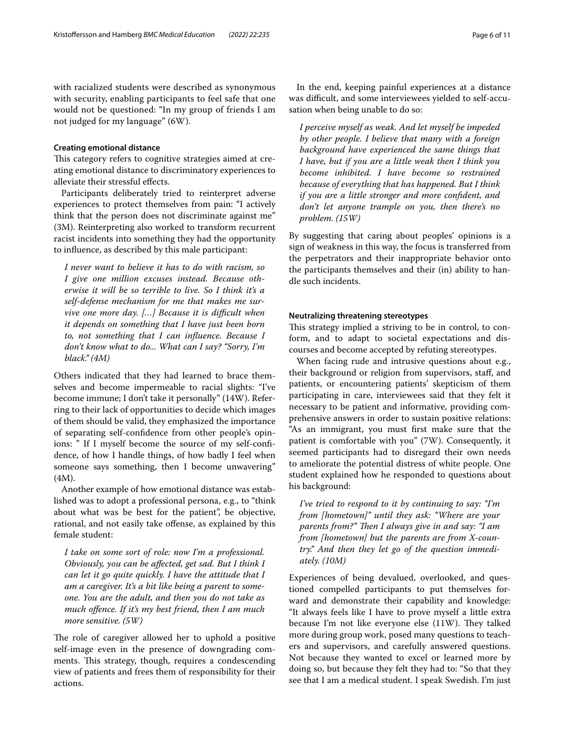with racialized students were described as synonymous with security, enabling participants to feel safe that one would not be questioned: "In my group of friends I am not judged for my language" (6W).

### Creating emotional distance

This category refers to cognitive strategies aimed at creating emotional distance to discriminatory experiences to alleviate their stressful effects.

Participants deliberately tried to reinterpret adverse experiences to protect themselves from pain: "I actively think that the person does not discriminate against me" (3M). Reinterpreting also worked to transform recurrent racist incidents into something they had the opportunity to influence, as described by this male participant:

> *I never want to believe it has to do with racism, so I give one million excuses instead. Because otherwise it will be so terrible to live. So I think it's a self-defense mechanism for me that makes me survive one more day. […] Because it is difficult when it depends on something that I have just been born to, not something that I can influence. Because I don't know what to do... What can I say? "Sorry, I'm black." (4M)*

Others indicated that they had learned to brace themselves and become impermeable to racial slights: "I've become immune; I don't take it personally" (14W). Referring to their lack of opportunities to decide which images of them should be valid, they emphasized the importance of separating self-confidence from other people's opinions: " If I myself become the source of my self-confidence, of how I handle things, of how badly I feel when someone says something, then I become unwavering" (4M).

Another example of how emotional distance was established was to adopt a professional persona, e.g., to "think about what was be best for the patient", be objective, rational, and not easily take offense, as explained by this female student:

> *I take on some sort of role: now I'm a professional. Obviously, you can be affected, get sad. But I think I can let it go quite quickly. I have the attitude that I am a caregiver. It's a bit like being a parent to someone. You are the adult, and then you do not take as much offense. If it's my best friend, then I am much more sensitive. (5W)*

The role of caregiver allowed her to uphold a positive self-image even in the presence of downgrading comments. This strategy, though, requires a condescending view of patients and frees them of responsibility for their actions.

In the end, keeping painful experiences at a distance was difficult, and some interviewees yielded to self-accusation when being unable to do so:

> *I perceive myself as weak. And let myself be impeded by other people. I believe that many with a foreign background have experienced the same things that I have, but if you are a little weak then I think you become inhibited. I have become so restrained because of everything that has happened. But I think if you are a little stronger and more confident, and don't let anyone trample on you, then there's no problem. (15W)*

By suggesting that caring about peoples' opinions is a sign of weakness in this way, the focus is transferred from the perpetrators and their inappropriate behavior onto the participants themselves and their (in) ability to handle such incidents.

### Neutralizing threatening stereotypes

This strategy implied a striving to be in control, to conform, and to adapt to societal expectations and discourses and become accepted by refuting stereotypes.

When facing rude and intrusive questions about e.g., their background or religion from supervisors, staff, and patients, or encountering patients' skepticism of them participating in care, interviewees said that they felt it necessary to be patient and informative, providing comprehensive answers in order to sustain positive relations: "As an immigrant, you must first make sure that the patient is comfortable with you" (7W). Consequently, it seemed participants had to disregard their own needs to ameliorate the potential distress of white people. One student explained how he responded to questions about his background:

> *I've tried to respond to it by continuing to say: "I'm from [hometown]" until they ask: "Where are your parents from?" Then I always give in and say: "I am from [hometown] but the parents are from X-country." And then they let go of the question immediately. (10M)*

Experiences of being devalued, overlooked, and questioned compelled participants to put themselves forward and demonstrate their capability and knowledge: "It always feels like I have to prove myself a little extra because I'm not like everyone else (11W). They talked more during group work, posed many questions to teachers and supervisors, and carefully answered questions. Not because they wanted to excel or learned more by doing so, but because they felt they had to: "So that they see that I am a medical student. I speak Swedish. I'm just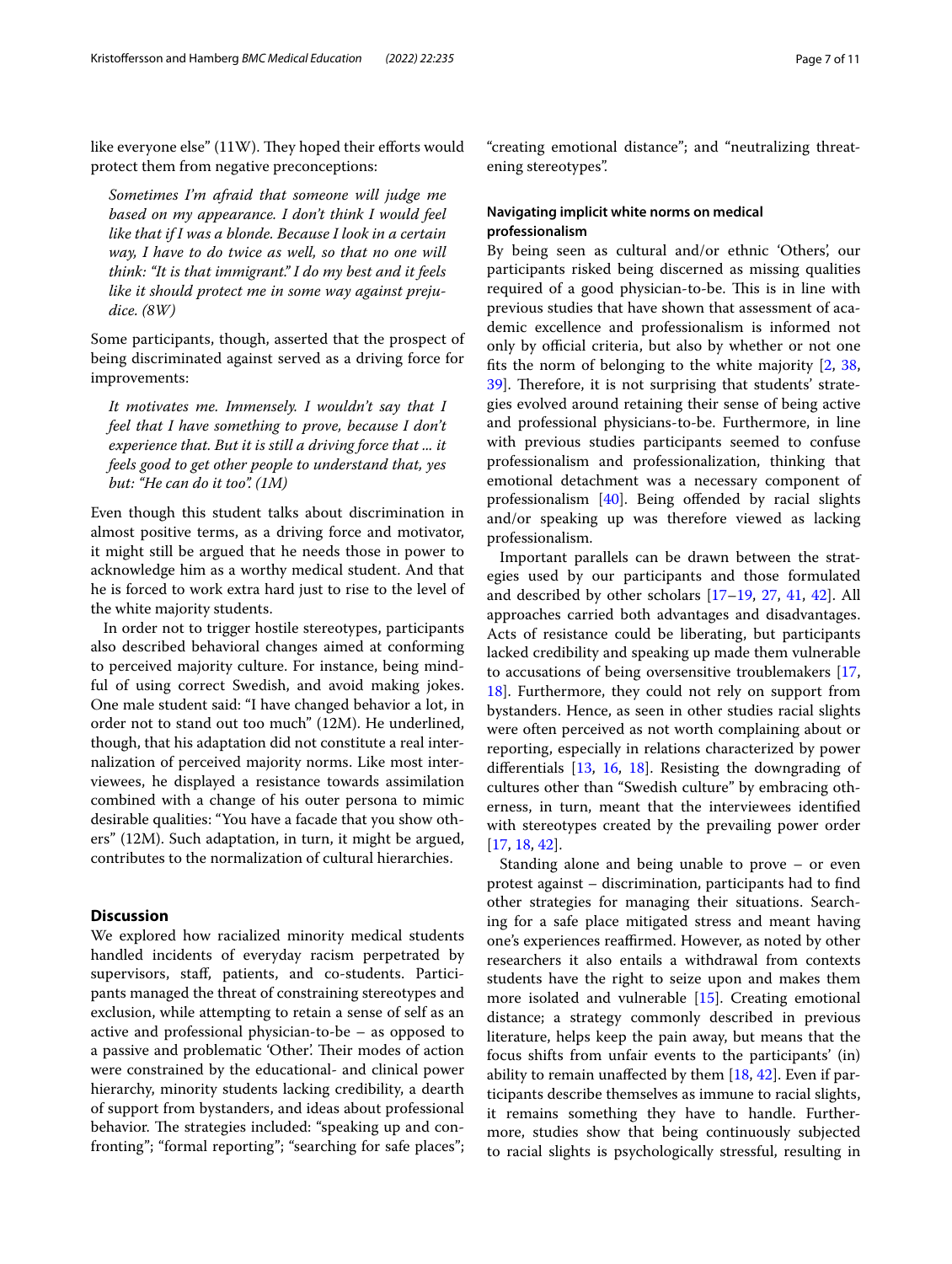like everyone else" (11W). They hoped their efforts would protect them from negative preconceptions:

> *Sometimes I'm afraid that someone will judge me based on my appearance. I don't think I would feel like that if I was a blonde. Because I look in a certain way, I have to do twice as well, so that no one will think: "It is that immigrant." I do my best and it feels like it should protect me in some way against prejudice. (8W)*

Some participants, though, asserted that the prospect of being discriminated against served as a driving force for improvements:

> *It motivates me. Immensely. I wouldn't say that I feel that I have something to prove, because I don't experience that. But it is still a driving force that ... it feels good to get other people to understand that, yes but: "He can do it too". (1M)*

Even though this student talks about discrimination in almost positive terms, as a driving force and motivator, it might still be argued that he needs those in power to acknowledge him as a worthy medical student. And that he is forced to work extra hard just to rise to the level of the white majority students.

In order not to trigger hostile stereotypes, participants also described behavioral changes aimed at conforming to perceived majority culture. For instance, being mindful of using correct Swedish, and avoid making jokes. One male student said: "I have changed behavior a lot, in order not to stand out too much" (12M). He underlined, though, that his adaptation did not constitute a real internalization of perceived majority norms. Like most interviewees, he displayed a resistance towards assimilation combined with a change of his outer persona to mimic desirable qualities: "You have a facade that you show others" (12M). Such adaptation, in turn, it might be argued, contributes to the normalization of cultural hierarchies.

## Discussion

We explored how racialized minority medical students handled incidents of everyday racism perpetrated by supervisors, staff, patients, and co-students. Participants managed the threat of constraining stereotypes and exclusion, while attempting to retain a sense of self as an active and professional physician-to-be – as opposed to a passive and problematic 'Other'. Their modes of action were constrained by the educational- and clinical power hierarchy, minority students lacking credibility, a dearth of support from bystanders, and ideas about professional behavior. The strategies included: "speaking up and confronting"; "formal reporting"; "searching for safe places"; "creating emotional distance"; and "neutralizing threatening stereotypes".

### Navigating implicit white norms on medical professionalism

By being seen as cultural and/or ethnic 'Others', our participants risked being discerned as missing qualities required of a good physician-to-be. This is in line with previous studies that have shown that assessment of academic excellence and professionalism is informed not only by official criteria, but also by whether or not one fits the norm of belonging to the white majority [2, 38, 39]. Therefore, it is not surprising that students' strategies evolved around retaining their sense of being active and professional physicians-to-be. Furthermore, in line with previous studies participants seemed to confuse professionalism and professionalization, thinking that emotional detachment was a necessary component of professionalism [40]. Being offended by racial slights and/or speaking up was therefore viewed as lacking professionalism.

Important parallels can be drawn between the strategies used by our participants and those formulated and described by other scholars [17–19, 27, 41, 42]. All approaches carried both advantages and disadvantages. Acts of resistance could be liberating, but participants lacked credibility and speaking up made them vulnerable to accusations of being oversensitive troublemakers [17, 18]. Furthermore, they could not rely on support from bystanders. Hence, as seen in other studies racial slights were often perceived as not worth complaining about or reporting, especially in relations characterized by power differentials [13, 16, 18]. Resisting the downgrading of cultures other than "Swedish culture" by embracing otherness, in turn, meant that the interviewees identified with stereotypes created by the prevailing power order [17, 18, 42].

Standing alone and being unable to prove – or even protest against – discrimination, participants had to find other strategies for managing their situations. Searching for a safe place mitigated stress and meant having one's experiences reaffirmed. However, as noted by other researchers it also entails a withdrawal from contexts students have the right to seize upon and makes them more isolated and vulnerable [15]. Creating emotional distance; a strategy commonly described in previous literature, helps keep the pain away, but means that the focus shifts from unfair events to the participants' (in) ability to remain unaffected by them [18, 42]. Even if participants describe themselves as immune to racial slights, it remains something they have to handle. Furthermore, studies show that being continuously subjected to racial slights is psychologically stressful, resulting in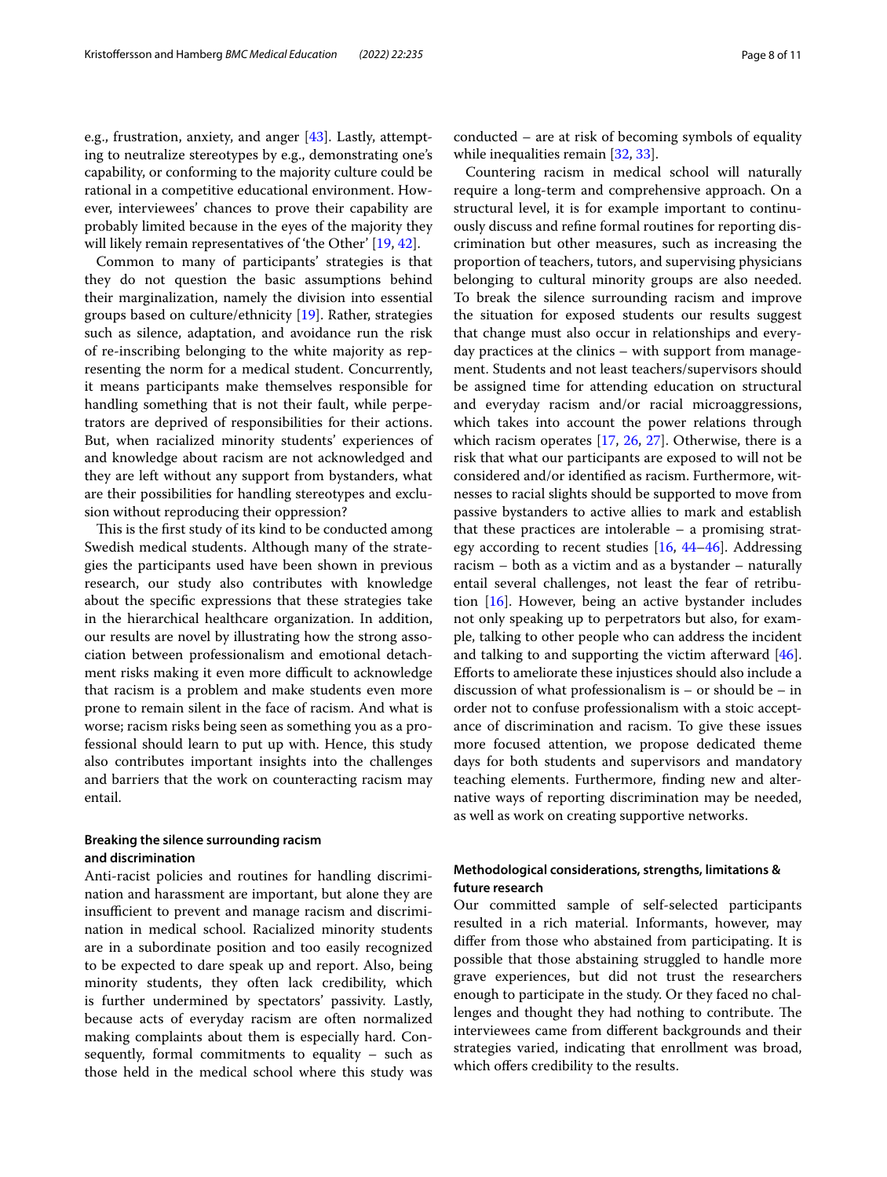e.g., frustration, anxiety, and anger [43]. Lastly, attempting to neutralize stereotypes by e.g., demonstrating one's capability, or conforming to the majority culture could be rational in a competitive educational environment. However, interviewees' chances to prove their capability are probably limited because in the eyes of the majority they will likely remain representatives of 'the Other' [19, 42].

Common to many of participants' strategies is that they do not question the basic assumptions behind their marginalization, namely the division into essential groups based on culture/ethnicity [19]. Rather, strategies such as silence, adaptation, and avoidance run the risk of re-inscribing belonging to the white majority as representing the norm for a medical student. Concurrently, it means participants make themselves responsible for handling something that is not their fault, while perpetrators are deprived of responsibilities for their actions. But, when racialized minority students' experiences of and knowledge about racism are not acknowledged and they are left without any support from bystanders, what are their possibilities for handling stereotypes and exclusion without reproducing their oppression?

This is the first study of its kind to be conducted among Swedish medical students. Although many of the strategies the participants used have been shown in previous research, our study also contributes with knowledge about the specific expressions that these strategies take in the hierarchical healthcare organization. In addition, our results are novel by illustrating how the strong association between professionalism and emotional detachment risks making it even more difficult to acknowledge that racism is a problem and make students even more prone to remain silent in the face of racism. And what is worse; racism risks being seen as something you as a professional should learn to put up with. Hence, this study also contributes important insights into the challenges and barriers that the work on counteracting racism may entail.

### Breaking the silence surrounding racism and discrimination

Anti-racist policies and routines for handling discrimination and harassment are important, but alone they are insufficient to prevent and manage racism and discrimination in medical school. Racialized minority students are in a subordinate position and too easily recognized to be expected to dare speak up and report. Also, being minority students, they often lack credibility, which is further undermined by spectators' passivity. Lastly, because acts of everyday racism are often normalized making complaints about them is especially hard. Consequently, formal commitments to equality – such as those held in the medical school where this study was conducted – are at risk of becoming symbols of equality while inequalities remain [32, 33].

Countering racism in medical school will naturally require a long-term and comprehensive approach. On a structural level, it is for example important to continuously discuss and refine formal routines for reporting discrimination but other measures, such as increasing the proportion of teachers, tutors, and supervising physicians belonging to cultural minority groups are also needed. To break the silence surrounding racism and improve the situation for exposed students our results suggest that change must also occur in relationships and everyday practices at the clinics – with support from management. Students and not least teachers/supervisors should be assigned time for attending education on structural and everyday racism and/or racial microaggressions, which takes into account the power relations through which racism operates [17, 26, 27]. Otherwise, there is a risk that what our participants are exposed to will not be considered and/or identified as racism. Furthermore, witnesses to racial slights should be supported to move from passive bystanders to active allies to mark and establish that these practices are intolerable – a promising strategy according to recent studies [16, 44–46]. Addressing racism – both as a victim and as a bystander – naturally entail several challenges, not least the fear of retribution [16]. However, being an active bystander includes not only speaking up to perpetrators but also, for example, talking to other people who can address the incident and talking to and supporting the victim afterward [46]. Efforts to ameliorate these injustices should also include a discussion of what professionalism is – or should be – in order not to confuse professionalism with a stoic acceptance of discrimination and racism. To give these issues more focused attention, we propose dedicated theme days for both students and supervisors and mandatory teaching elements. Furthermore, finding new and alternative ways of reporting discrimination may be needed, as well as work on creating supportive networks.

### Methodological considerations, strengths, limitations & future research

Our committed sample of self-selected participants resulted in a rich material. Informants, however, may differ from those who abstained from participating. It is possible that those abstaining struggled to handle more grave experiences, but did not trust the researchers enough to participate in the study. Or they faced no challenges and thought they had nothing to contribute. The interviewees came from different backgrounds and their strategies varied, indicating that enrollment was broad, which offers credibility to the results.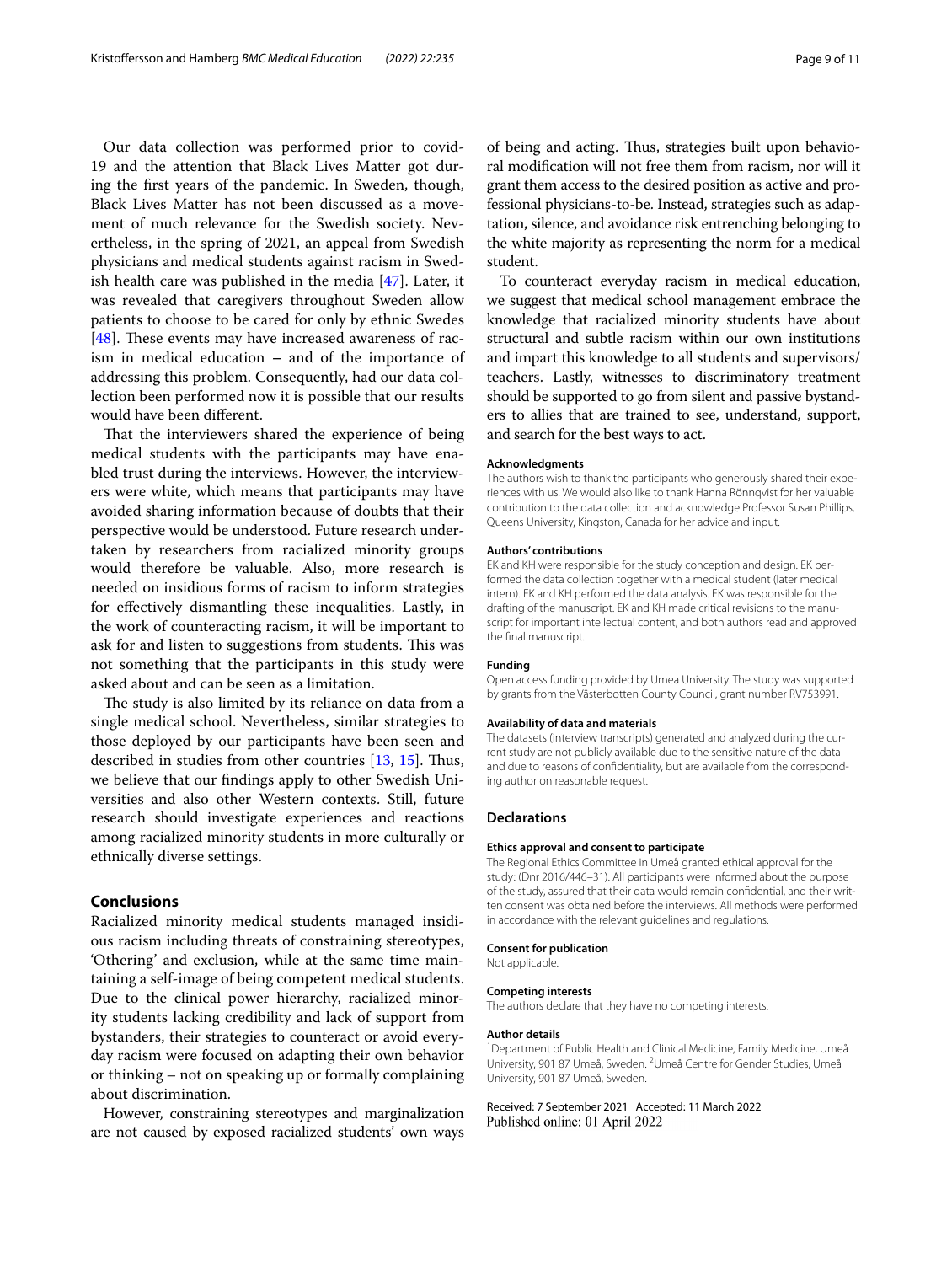Our data collection was performed prior to covid-19 and the attention that Black Lives Matter got during the first years of the pandemic. In Sweden, though, Black Lives Matter has not been discussed as a movement of much relevance for the Swedish society. Nevertheless, in the spring of 2021, an appeal from Swedish physicians and medical students against racism in Swedish health care was published in the media [47]. Later, it was revealed that caregivers throughout Sweden allow patients to choose to be cared for only by ethnic Swedes [48]. These events may have increased awareness of racism in medical education – and of the importance of addressing this problem. Consequently, had our data collection been performed now it is possible that our results would have been different.

That the interviewers shared the experience of being medical students with the participants may have enabled trust during the interviews. However, the interviewers were white, which means that participants may have avoided sharing information because of doubts that their perspective would be understood. Future research undertaken by researchers from racialized minority groups would therefore be valuable. Also, more research is needed on insidious forms of racism to inform strategies for effectively dismantling these inequalities. Lastly, in the work of counteracting racism, it will be important to ask for and listen to suggestions from students. This was not something that the participants in this study were asked about and can be seen as a limitation.

The study is also limited by its reliance on data from a single medical school. Nevertheless, similar strategies to those deployed by our participants have been seen and described in studies from other countries [13, 15]. Thus, we believe that our findings apply to other Swedish Universities and also other Western contexts. Still, future research should investigate experiences and reactions among racialized minority students in more culturally or ethnically diverse settings.

## Conclusions

Racialized minority medical students managed insidious racism including threats of constraining stereotypes, 'Othering' and exclusion, while at the same time maintaining a self-image of being competent medical students. Due to the clinical power hierarchy, racialized minority students lacking credibility and lack of support from bystanders, their strategies to counteract or avoid everyday racism were focused on adapting their own behavior or thinking – not on speaking up or formally complaining about discrimination.

However, constraining stereotypes and marginalization are not caused by exposed racialized students' own ways of being and acting. Thus, strategies built upon behavioral modification will not free them from racism, nor will it grant them access to the desired position as active and professional physicians-to-be. Instead, strategies such as adaptation, silence, and avoidance risk entrenching belonging to the white majority as representing the norm for a medical student.

To counteract everyday racism in medical education, we suggest that medical school management embrace the knowledge that racialized minority students have about structural and subtle racism within our own institutions and impart this knowledge to all students and supervisors/teachers. Lastly, witnesses to discriminatory treatment should be supported to go from silent and passive bystanders to allies that are trained to see, understand, support, and search for the best ways to act.

#### Acknowledgments

The authors wish to thank the participants who generously shared their experiences with us. We would also like to thank Hanna Rönnqvist for her valuable contribution to the data collection and acknowledge Professor Susan Phillips, Queens University, Kingston, Canada for her advice and input.

#### Authors' contributions

EK and KH were responsible for the study conception and design. EK performed the data collection together with a medical student (later medical intern). EK and KH performed the data analysis. EK was responsible for the drafting of the manuscript. EK and KH made critical revisions to the manuscript for important intellectual content, and both authors read and approved the final manuscript.

#### Funding

Open access funding provided by Umea University. The study was supported by grants from the Västerbotten County Council, grant number RV753991.

#### Availability of data and materials

The datasets (interview transcripts) generated and analyzed during the current study are not publicly available due to the sensitive nature of the data and due to reasons of confidentiality, but are available from the corresponding author on reasonable request.

### Declarations

#### Ethics approval and consent to participate

The Regional Ethics Committee in Umeå granted ethical approval for the study: (Dnr 2016/446–31). All participants were informed about the purpose of the study, assured that their data would remain confidential, and their written consent was obtained before the interviews. All methods were performed in accordance with the relevant guidelines and regulations.

#### Consent for publication

Not applicable.

#### Competing interests

The authors declare that they have no competing interests.

#### Author details

[1]Department of Public Health and Clinical Medicine, Family Medicine, Umeå University, 901 87 Umeå, Sweden. [2]Umeå Centre for Gender Studies, Umeå University, 901 87 Umeå, Sweden.

Received: 7 September 2021 Accepted: 11 March 2022
Published online: 01 April 2022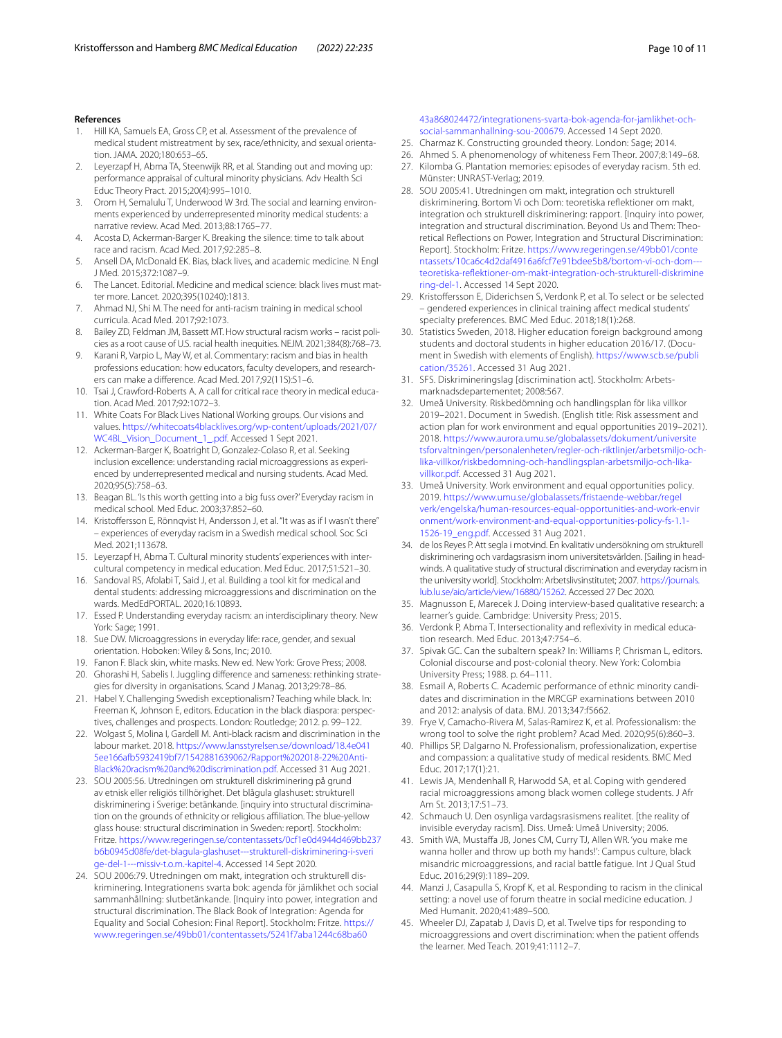## References

1. Hill KA, Samuels EA, Gross CP, et al. Assessment of the prevalence of medical student mistreatment by sex, race/ethnicity, and sexual orientation. JAMA. 2020;180:653–65.
2. Leyerzapf H, Abma TA, Steenwijk RR, et al. Standing out and moving up: performance appraisal of cultural minority physicians. Adv Health Sci Educ Theory Pract. 2015;20(4):995–1010.
3. Orom H, Semalulu T, Underwood W 3rd. The social and learning environments experienced by underrepresented minority medical students: a narrative review. Acad Med. 2013;88:1765–77.
4. Acosta D, Ackerman-Barger K. Breaking the silence: time to talk about race and racism. Acad Med. 2017;92:285–8.
5. Ansell DA, McDonald EK. Bias, black lives, and academic medicine. N Engl J Med. 2015;372:1087–9.
6. The Lancet. Editorial. Medicine and medical science: black lives must matter more. Lancet. 2020;395(10240):1813.
7. Ahmad NJ, Shi M. The need for anti-racism training in medical school curricula. Acad Med. 2017;92:1073.
8. Bailey ZD, Feldman JM, Bassett MT. How structural racism works – racist policies as a root cause of U.S. racial health inequities. NEJM. 2021;384(8):768–73.
9. Karani R, Varpio L, May W, et al. Commentary: racism and bias in health professions education: how educators, faculty developers, and researchers can make a difference. Acad Med. 2017;92(11S):S1–6.
10. Tsai J, Crawford-Roberts A. A call for critical race theory in medical education. Acad Med. 2017;92:1072–3.
11. White Coats For Black Lives National Working groups. Our visions and values. https://whitecoats4blacklives.org/wp-content/uploads/2021/07/WC4BL_Vision_Document_1_.pdf. Accessed 1 Sept 2021.
12. Ackerman-Barger K, Boatright D, Gonzalez-Colaso R, et al. Seeking inclusion excellence: understanding racial microaggressions as experienced by underrepresented medical and nursing students. Acad Med. 2020;95(5):758–63.
13. Beagan BL. 'Is this worth getting into a big fuss over?' Everyday racism in medical school. Med Educ. 2003;37:852–60.
14. Kristoffersson E, Rönnqvist H, Andersson J, et al. "It was as if I wasn't there" – experiences of everyday racism in a Swedish medical school. Soc Sci Med. 2021;113678.
15. Leyerzapf H, Abma T. Cultural minority students' experiences with intercultural competency in medical education. Med Educ. 2017;51:521–30.
16. Sandoval RS, Afolabi T, Said J, et al. Building a tool kit for medical and dental students: addressing microaggressions and discrimination on the wards. MedEdPORTAL. 2020;16:10893.
17. Essed P. Understanding everyday racism: an interdisciplinary theory. New York: Sage; 1991.
18. Sue DW. Microaggressions in everyday life: race, gender, and sexual orientation. Hoboken: Wiley & Sons, Inc; 2010.
19. Fanon F. Black skin, white masks. New ed. New York: Grove Press; 2008.
20. Ghorashi H, Sabelis I. Juggling difference and sameness: rethinking strategies for diversity in organisations. Scand J Manag. 2013;29:78–86.
21. Habel Y. Challenging Swedish exceptionalism? Teaching while black. In: Freeman K, Johnson E, editors. Education in the black diaspora: perspectives, challenges and prospects. London: Routledge; 2012. p. 99–122.
22. Wolgast S, Molina I, Gardell M. Anti-black racism and discrimination in the labour market. 2018. https://www.lansstyrelsen.se/download/18.4e0415ee166afb5932419bf7/1542881639062/Rapport%202018-22%20Anti-Black%20racism%20and%20discrimination.pdf. Accessed 31 Aug 2021.
23. SOU 2005:56. Utredningen om strukturell diskriminering på grund av etnisk eller religiös tillhörighet. Det blågula glashuset: strukturell diskriminering i Sverige: betänkande. [inquiry into structural discrimination on the grounds of ethnicity or religious affiliation. The blue-yellow glass house: structural discrimination in Sweden: report]. Stockholm: Fritze. https://www.regeringen.se/contentassets/0cf1e0d4944d469bb237b6b0945d08fe/det-blagula-glashuset---strukturell-diskriminering-i-sverige-del-1---missiv-t.o.m.-kapitel-4. Accessed 14 Sept 2020.
24. SOU 2006:79. Utredningen om makt, integration och strukturell diskriminering. Integrationens svarta bok: agenda för jämlikhet och social sammanhållning: slutbetänkande. [Inquiry into power, integration and structural discrimination. The Black Book of Integration: Agenda for Equality and Social Cohesion: Final Report]. Stockholm: Fritze. https://www.regeringen.se/49bb01/contentassets/5241f7aba1244c68ba6043a868024472/integrationens-svarta-bok-agenda-for-jamlikhet-och-social-sammanhallning-sou-200679. Accessed 14 Sept 2020.
25. Charmaz K. Constructing grounded theory. London: Sage; 2014.
26. Ahmed S. A phenomenology of whiteness Fem Theor. 2007;8:149–68.
27. Kilomba G. Plantation memories: episodes of everyday racism. 5th ed. Münster: UNRAST-Verlag; 2019.
28. SOU 2005:41. Utredningen om makt, integration och strukturell diskriminering. Bortom Vi och Dom: teoretiska reflektioner om makt, integration och strukturell diskriminering: rapport. [Inquiry into power, integration and structural discrimination. Beyond Us and Them: Theoretical Reflections on Power, Integration and Structural Discrimination: Report]. Stockholm: Fritze. https://www.regeringen.se/49bb01/contentassets/10ca6c4d2daf4916a6fcf7e91bdee5b8/bortom-vi-och-dom---teoretiska-reflektioner-om-makt-integration-och-strukturell-diskriminering-del-1. Accessed 14 Sept 2020.
29. Kristoffersson E, Diderichsen S, Verdonk P, et al. To select or be selected – gendered experiences in clinical training affect medical students' specialty preferences. BMC Med Educ. 2018;18(1):268.
30. Statistics Sweden, 2018. Higher education foreign background among students and doctoral students in higher education 2016/17. (Document in Swedish with elements of English). https://www.scb.se/publication/35261. Accessed 31 Aug 2021.
31. SFS. Diskrimineringslag [discrimination act]. Stockholm: Arbetsmarknadsdepartementet; 2008:567.
32. Umeå University. Riskbedömning och handlingsplan för lika villkor 2019–2021. Document in Swedish. (English title: Risk assessment and action plan for work environment and equal opportunities 2019–2021). 2018. https://www.aurora.umu.se/globalassets/dokument/universitetsforvaltningen/personalenheten/regler-och-riktlinjer/arbetsmiljo-och-lika-villkor/riskbedomning-och-handlingsplan-arbetsmiljo-och-lika-villkor.pdf. Accessed 31 Aug 2021.
33. Umeå University. Work environment and equal opportunities policy. 2019. https://www.umu.se/globalassets/fristaende-webbar/regelverk/engelska/human-resources-equal-opportunities-and-work-environment/work-environment-and-equal-opportunities-policy-fs-1.1-1526-19_eng.pdf. Accessed 31 Aug 2021.
34. de los Reyes P. Att segla i motvind. En kvalitativ undersökning om strukturell diskriminering och vardagsrasism inom universitetsvärlden. [Sailing in headwinds. A qualitative study of structural discrimination and everyday racism in the university world]. Stockholm: Arbetslivsinstitutet; 2007. https://journals.lub.lu.se/aio/article/view/16880/15262. Accessed 27 Dec 2020.
35. Magnusson E, Marecek J. Doing interview-based qualitative research: a learner's guide. Cambridge: University Press; 2015.
36. Verdonk P, Abma T. Intersectionality and reflexivity in medical education research. Med Educ. 2013;47:754–6.
37. Spivak GC. Can the subaltern speak? In: Williams P, Chrisman L, editors. Colonial discourse and post-colonial theory. New York: Colombia University Press; 1988. p. 64–111.
38. Esmail A, Roberts C. Academic performance of ethnic minority candidates and discrimination in the MRCGP examinations between 2010 and 2012: analysis of data. BMJ. 2013;347:f5662.
39. Frye V, Camacho-Rivera M, Salas-Ramirez K, et al. Professionalism: the wrong tool to solve the right problem? Acad Med. 2020;95(6):860–3.
40. Phillips SP, Dalgarno N. Professionalism, professionalization, expertise and compassion: a qualitative study of medical residents. BMC Med Educ. 2017;17(1):21.
41. Lewis JA, Mendenhall R, Harwodd SA, et al. Coping with gendered racial microaggressions among black women college students. J Afr Am St. 2013;17:51–73.
42. Schmauch U. Den osynliga vardagsrasismens realitet. [the reality of invisible everyday racism]. Diss. Umeå: Umeå University; 2006.
43. Smith WA, Mustaffa JB, Jones CM, Curry TJ, Allen WR. 'you make me wanna holler and throw up both my hands!': Campus culture, black misandric microaggressions, and racial battle fatigue. Int J Qual Stud Educ. 2016;29(9):1189–209.
44. Manzi J, Casapulla S, Kropf K, et al. Responding to racism in the clinical setting: a novel use of forum theatre in social medicine education. J Med Humanit. 2020;41:489–500.
45. Wheeler DJ, Zapatab J, Davis D, et al. Twelve tips for responding to microaggressions and overt discrimination: when the patient offends the learner. Med Teach. 2019;41:1112–7.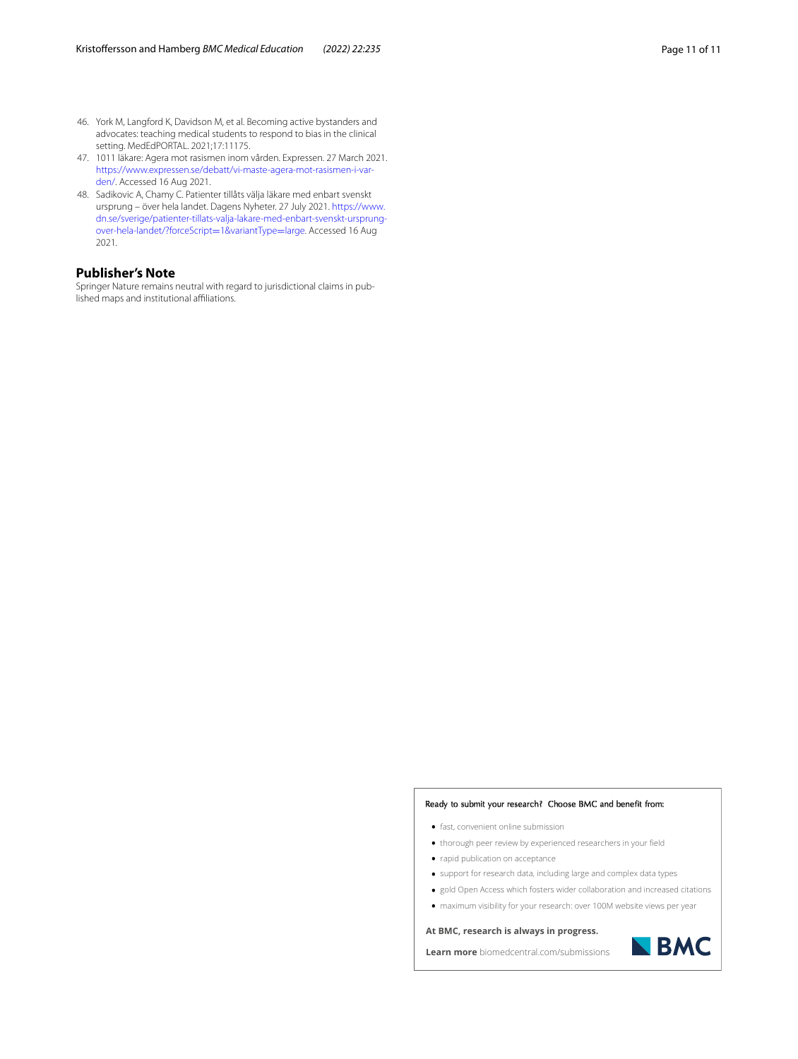46. York M, Langford K, Davidson M, et al. Becoming active bystanders and advocates: teaching medical students to respond to bias in the clinical setting. MedEdPORTAL. 2021;17:11175.
47. 1011 läkare: Agera mot rasismen inom vården. Expressen. 27 March 2021. https://www.expressen.se/debatt/vi-maste-agera-mot-rasismen-i-varden/. Accessed 16 Aug 2021.
48. Sadikovic A, Chamy C. Patienter tillåts välja läkare med enbart svenskt ursprung – över hela landet. Dagens Nyheter. 27 July 2021. https://www.dn.se/sverige/patienter-tillats-valja-lakare-med-enbart-svenskt-ursprung-over-hela-landet/?forceScript=1&variantType=large. Accessed 16 Aug 2021.

## Publisher's Note

Springer Nature remains neutral with regard to jurisdictional claims in published maps and institutional affiliations.

Ready to submit your research? Choose BMC and benefit from:

- fast, convenient online submission
- thorough peer review by experienced researchers in your field
- rapid publication on acceptance
- support for research data, including large and complex data types
- gold Open Access which fosters wider collaboration and increased citations
- maximum visibility for your research: over 100M website views per year

**At BMC, research is always in progress.**

**Learn more** biomedcentral.com/submissions

BMC